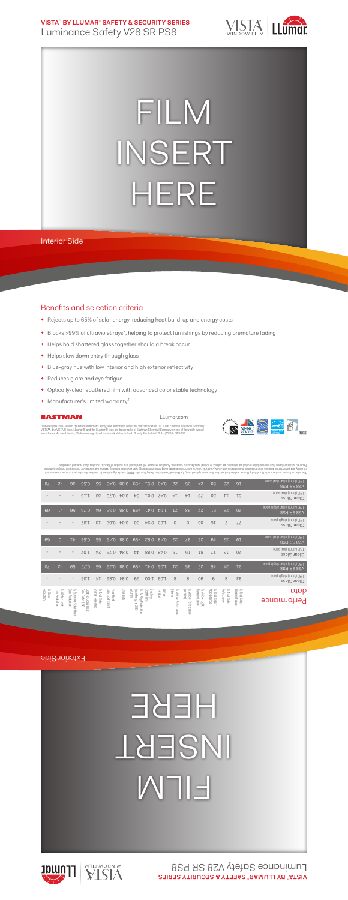**VISTA™ BY LLUMAR® SAFETY & SECURITY SERIES**
Luminance Safety V28 SR PS8

# FILM INSERT HERE

Interior Side

## Benefits and selection criteria

- Rejects up to 65% of solar energy, reducing heat build-up and energy costs
- Blocks >99% of ultraviolet rays*, helping to protect furnishings by reducing premature fading
- Helps hold shattered glass together should a break occur
- Helps slow down entry through glass
- Blue-gray hue with low interior and high exterior reflectivity
- Reduces glare and eye fatigue
- Optically-clear sputtered film with advanced color stable technology
- Manufacturer's limited warranty†

EASTMAN

LLumar.com

*Wavelengths 280-380nm. †Certain restrictions apply; see authorized dealer for warranty details. © 2016 Eastman Chemical Company. VISTA™, the VISTA® logo, LLumar® and the LLumar® logo are trademarks of Eastman Chemical Company or one of its wholly owned subsidiaries. As used herein, ® denotes registered trademark status in the U.S. only. Printed in U.S.A. (05/16) SP1038

The solar performance data reported for Vista by LLumar architectural window films was calculated using the National Fenestration Rating Council's (NFRC) standard guidelines for window film solar performance measurement. All safety and performance data has been measured in accordance with ASTM, ASHRAE, ANSI, and NFRC standards using NFRC methodology with Lawrence Berkeley National Lab's WINDOW Fenestration Analysis Software. Reported values are taken from representative product samples and are subject to normal manufacturing variances. Actual performance will vary based on a number of factors, including glass type and properties.

| Performance data | % Total Solar Transmittance | % Total Solar Reflectance | % Total Solar Absorptance | % Visible Light Transmittance | % Visible Reflectance (exterior) | % Visible Reflectance (interior) | Winter U-Value | Shading Coefficient | % UV Rejection (wavelengths 280-380nm) | Emissivity | Solar Heat Gain Coefficient | % Total Solar Energy Rejected | Light to Solar Heat Gain Ratio (LSG) | % Summer Peak Heat Gain Reduction | % Winter Heat Loss Reduction | % Glare Reduction |
|---|---|---|---|---|---|---|---|---|---|---|---|---|---|---|---|---|
| Clear Glass 1/8" (3mm) single pane | 83 | 8 | 9 | 90 | 8 | 8 | 1.03 | 1.00 | 29 | 0.84 | 0.86 | 14 | 1.05 | - | - | - |
| V28 SR PS8 1/8" (3mm) single pane | 21 | 34 | 45 | 27 | 35 | 21 | 1.06 | 0.41 | >99 | 0.88 | 0.35 | 65 | 0.77 | 59 | -2 | 70 |
| Clear Glass 1/8" (3mm) dual pane | 70 | 13 | 17 | 81 | 15 | 15 | 0.48 | 0.88 | 44 | 0.84 | 0.76 | 24 | 1.07 | - | - | - |
| V28 SR PS8 1/8" (3mm) dual pane | 19 | 32 | 49 | 25 | 37 | 22 | 0.48 | 0.52 | >99 | 0.88 | 0.45 | 55 | 0.56 | 41 | 0 | 69 |
| Clear Glass 1/4" (6mm) single pane | 77 | 7 | 16 | 88 | 8 | 8 | 1.03 | 0.94 | 36 | 0.84 | 0.82 | 18 | 1.07 | - | - | - |
| V28 SR PS8 1/4" (6mm) single pane | 20 | 29 | 51 | 27 | 33 | 21 | 1.04 | 0.41 | >99 | 0.88 | 0.36 | 64 | 0.75 | 56 | -1 | 69 |
| Clear Glass 1/4" (6mm) dual pane | 63 | 11 | 26 | 79 | 14 | 14 | 0.47 | 0.81 | 54 | 0.84 | 0.70 | 30 | 1.13 | - | - | - |
| V28 SR PS8 1/4" (6mm) dual pane | 16 | 26 | 58 | 24 | 36 | 22 | 0.48 | 0.51 | >99 | 0.88 | 0.45 | 55 | 0.53 | 36 | -2 | 70 |

Exterior Side

# FILM INSERT HERE

**VISTA™ BY LLUMAR® SAFETY & SECURITY SERIES**
Luminance Safety V28 SR PS8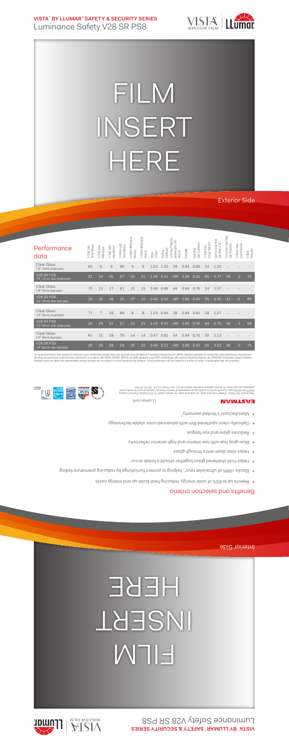**VISTA™ BY LLUMAR® SAFETY & SECURITY SERIES**
Luminance Safety V28 SR PS8

# FILM INSERT HERE

Exterior Side

## Performance data

| | % Total Solar Transmittance | % Total Solar Reflectance | % Total Solar Absorptance | % Visible Light Transmittance | % Visible Reflectance (exterior) | % Visible Reflectance (interior) | Winter U-value | Shading Coefficient | % UV Ray Protection (wavelengths 280-380nm) | Emissivity | Solar Heat Gain Coefficient | % Total Solar Energy Rejected | Light to Solar Heat Gain Ratio (LSG) | % Summer Solar Heat Gain Reduction | % Winter Heat Loss Reduction | % Glare Reduction |
|---|---|---|---|---|---|---|---|---|---|---|---|---|---|---|---|---|
| Clear Glass 1/8" (3mm) single pane | 83 | 8 | 9 | 90 | 8 | 8 | 1.03 | 1.00 | 29 | 0.84 | 0.86 | 14 | 1.05 | - | - | - |
| V28 SR PS8 1/8" (3mm) clear single pane | 21 | 34 | 45 | 27 | 35 | 21 | 1.06 | 0.41 | >99 | 0.88 | 0.35 | 65 | 0.77 | 59 | -2 | 70 |
| Clear Glass 1/8" (3mm) dual pane | 70 | 13 | 17 | 81 | 15 | 15 | 0.48 | 0.88 | 44 | 0.84 | 0.76 | 24 | 1.07 | - | - | - |
| V28 SR PS8 1/8" (3mm) clear dual pane | 19 | 32 | 49 | 25 | 37 | 22 | 0.48 | 0.52 | >99 | 0.88 | 0.45 | 55 | 0.56 | 41 | 0 | 69 |
| Clear Glass 1/4" (6mm) single pane | 77 | 7 | 16 | 88 | 8 | 8 | 1.03 | 0.94 | 38 | 0.84 | 0.82 | 18 | 1.07 | - | - | - |
| V28 SR PS8 1/4" (6mm) clear single pane | 20 | 29 | 51 | 27 | 33 | 21 | 1.04 | 0.41 | >99 | 0.88 | 0.36 | 64 | 0.75 | 56 | -1 | 69 |
| Clear Glass 1/4" (6mm) dual pane | 61 | 11 | 28 | 79 | 14 | 14 | 0.47 | 0.81 | 54 | 0.84 | 0.70 | 30 | 1.13 | - | - | - |
| V28 SR PS8 1/4" (6mm) clear dual pane | 16 | 26 | 58 | 24 | 35 | 22 | 0.48 | 0.51 | >99 | 0.88 | 0.45 | 55 | 0.53 | 36 | -2 | 70 |

The solar performance data reported for Vista by LLumar architectural window films was captured using the National Fenestration Rating Council's (NFRC) standard guidelines for window film solar performance measurement. All safety and performance data has been measured in accordance with ASTM, ASHRAE, ANSI and ANSI standards using NFRC methodology with Lawrence Berkeley National Lab's WINDOW Fenestration Analysis Software. Reported values are taken from representative product samples and are subject to normal manufacturing variances. Actual performance will vary based on a number of factors, including glass type and properties.

## Benefits and selection criteria

- Rejects up to 65% of solar energy, reducing heat build-up and energy costs
- Blocks >99% of ultraviolet rays*, helping to protect furnishings by reducing premature fading
- Helps hold shattered glass together should a break occur
- Helps slow down entry through glass
- Blue-gray hue with low interior and high exterior reflectivity
- Reduces glare and eye fatigue
- Optically-clear sputtered film with advanced color stable technology
- Manufacturer's limited warranty[†]

EASTMAN

LLumar.com

*Wavelengths 280-380nm. †Certain restrictions apply; see authorized dealer for warranty details. © 2018 Eastman Chemical Company or its subsidiaries. As used herein, ® denotes registered trademark status in the U.S. only. Printed in U.S.A. 05/18 SRT26

Interior Side

# FILM INSERT HERE

**VISTA™ BY LLUMAR® SAFETY & SECURITY SERIES**
Luminance Safety V28 SR PS8